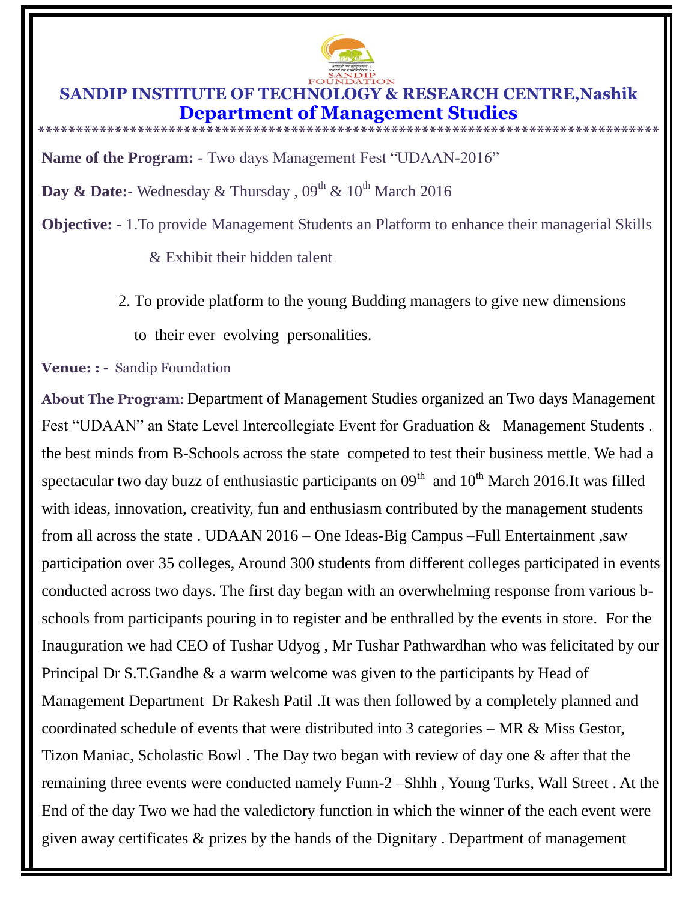# SANDIP INSTITUTE OF TECHNOLOGY & RESEARCH CENTRE,Nashik

## Department of Management Studies

********************************************************************************

**Name of the Program:** - Two days Management Fest "UDAAN-2016"

**Day & Date:-** Wednesday & Thursday , 09th & 10th March 2016

**Objective:** - 1.To provide Management Students an Platform to enhance their managerial Skills & Exhibit their hidden talent

2. To provide platform to the young Budding managers to give new dimensions to their ever evolving personalities.

**Venue: : -** Sandip Foundation

**About The Program**: Department of Management Studies organized an Two days Management Fest "UDAAN" an State Level Intercollegiate Event for Graduation & Management Students . the best minds from B-Schools across the state competed to test their business mettle. We had a spectacular two day buzz of enthusiastic participants on 09th and 10th March 2016.It was filled with ideas, innovation, creativity, fun and enthusiasm contributed by the management students from all across the state . UDAAN 2016 – One Ideas-Big Campus –Full Entertainment ,saw participation over 35 colleges, Around 300 students from different colleges participated in events conducted across two days. The first day began with an overwhelming response from various b-schools from participants pouring in to register and be enthralled by the events in store. For the Inauguration we had CEO of Tushar Udyog , Mr Tushar Pathwardhan who was felicitated by our Principal Dr S.T.Gandhe & a warm welcome was given to the participants by Head of Management Department Dr Rakesh Patil .It was then followed by a completely planned and coordinated schedule of events that were distributed into 3 categories – MR & Miss Gestor, Tizon Maniac, Scholastic Bowl . The Day two began with review of day one & after that the remaining three events were conducted namely Funn-2 –Shhh , Young Turks, Wall Street . At the End of the day Two we had the valedictory function in which the winner of the each event were given away certificates & prizes by the hands of the Dignitary . Department of management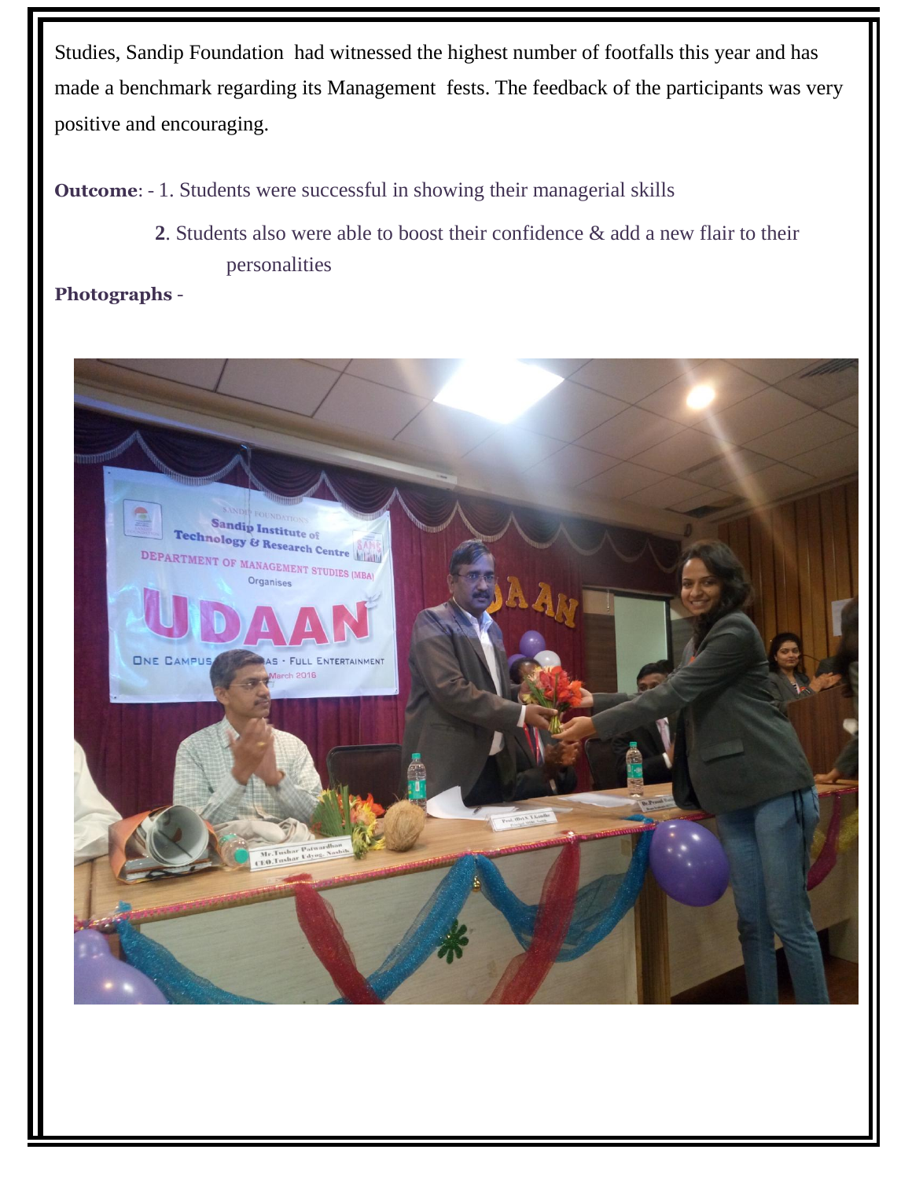Studies, Sandip Foundation had witnessed the highest number of footfalls this year and has made a benchmark regarding its Management fests. The feedback of the participants was very positive and encouraging.

**Outcome**: - 1. Students were successful in showing their managerial skills

**2**. Students also were able to boost their confidence & add a new flair to their personalities

**Photographs** -